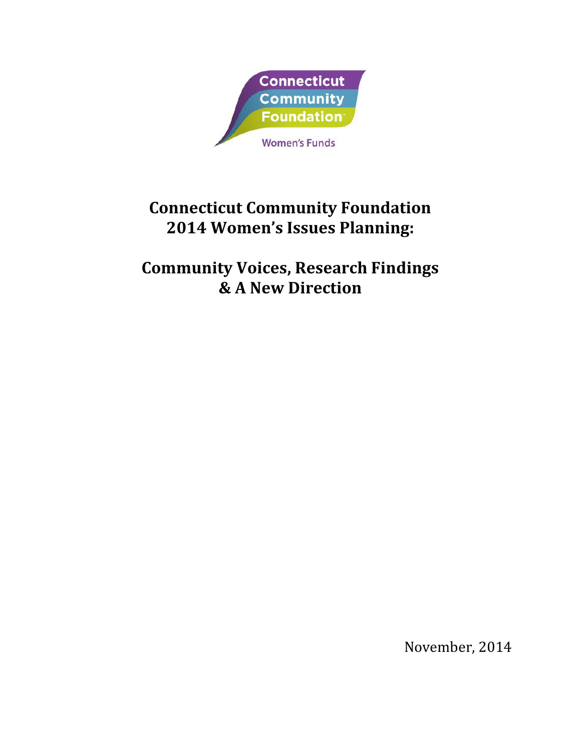Connecticut Community Foundation

Women's Funds

# Connecticut Community Foundation 2014 Women's Issues Planning:

# Community Voices, Research Findings & A New Direction

November, 2014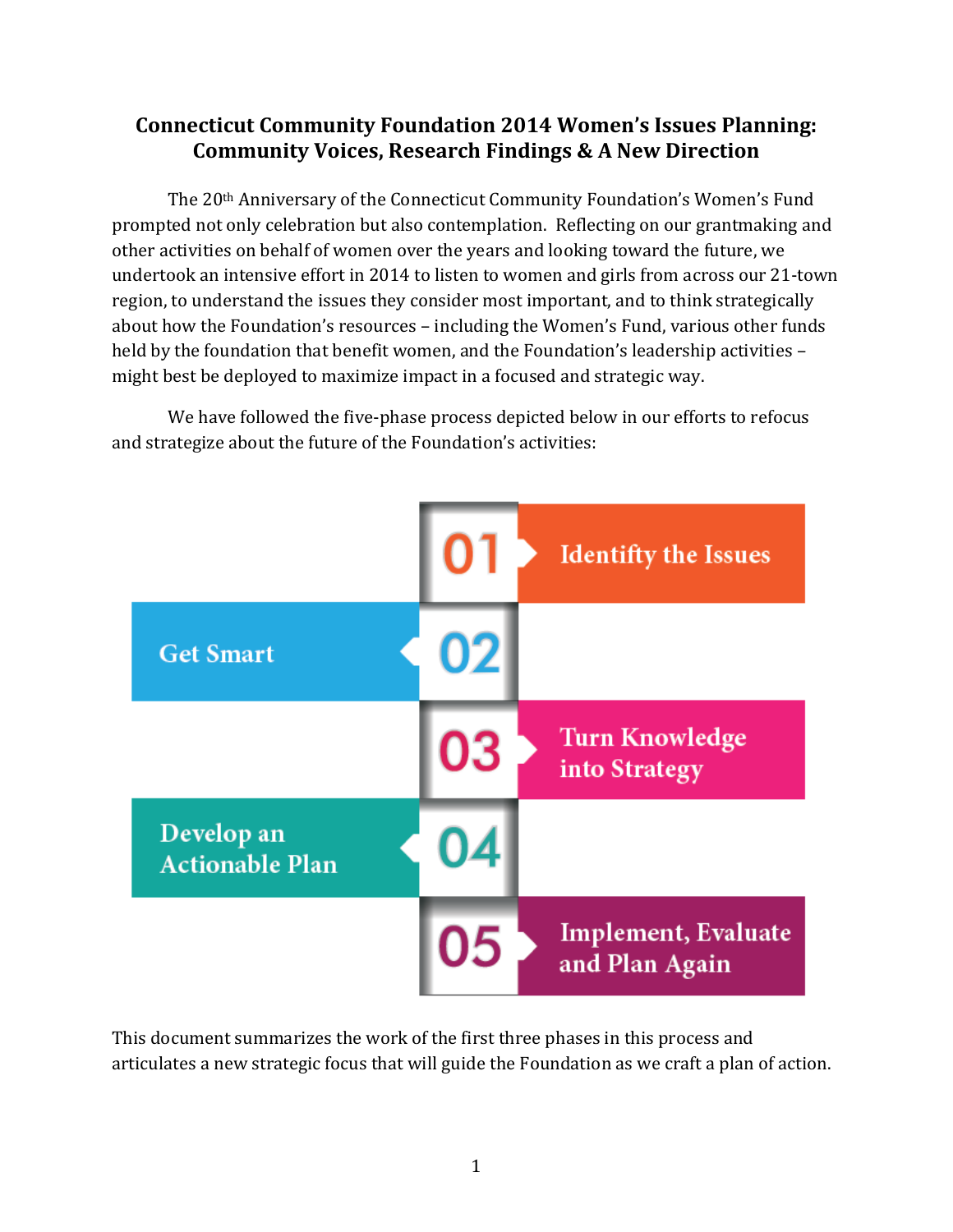# Connecticut Community Foundation 2014 Women's Issues Planning: Community Voices, Research Findings & A New Direction

The 20th Anniversary of the Connecticut Community Foundation's Women's Fund prompted not only celebration but also contemplation. Reflecting on our grantmaking and other activities on behalf of women over the years and looking toward the future, we undertook an intensive effort in 2014 to listen to women and girls from across our 21-town region, to understand the issues they consider most important, and to think strategically about how the Foundation's resources – including the Women's Fund, various other funds held by the foundation that benefit women, and the Foundation's leadership activities – might best be deployed to maximize impact in a focused and strategic way.

We have followed the five-phase process depicted below in our efforts to refocus and strategize about the future of the Foundation's activities:

- 01 Identifty the Issues
- 02 Get Smart
- 03 Turn Knowledge into Strategy
- 04 Develop an Actionable Plan
- 05 Implement, Evaluate and Plan Again

This document summarizes the work of the first three phases in this process and articulates a new strategic focus that will guide the Foundation as we craft a plan of action.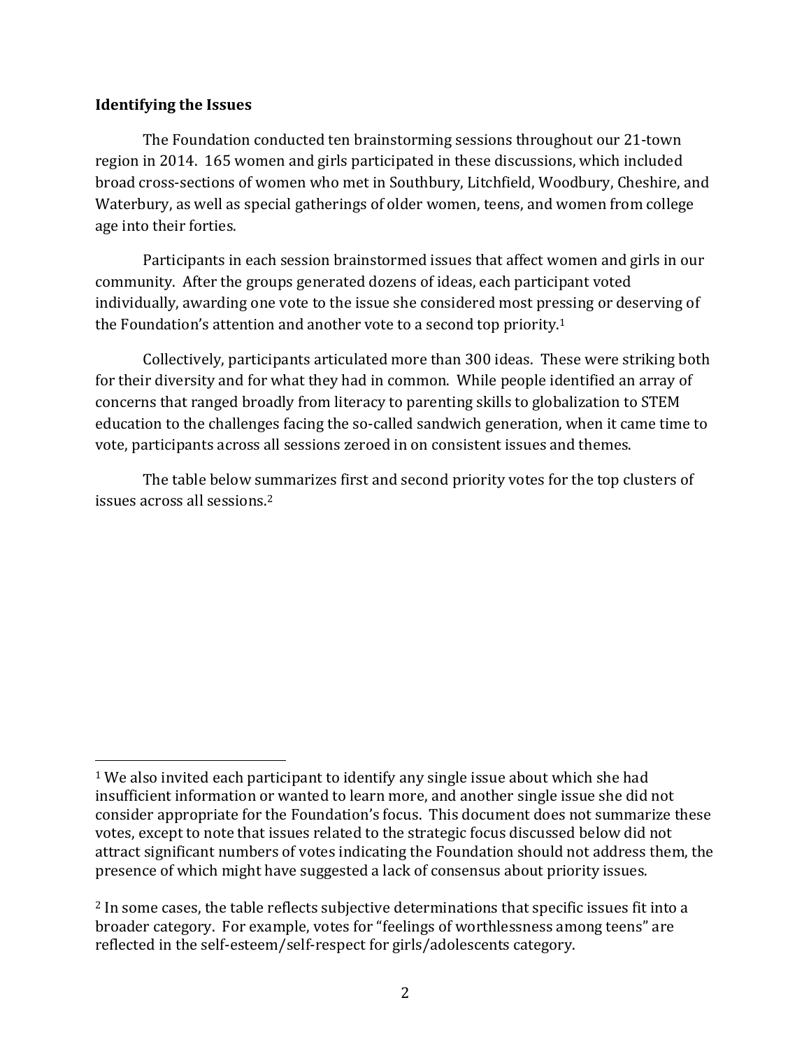### Identifying the Issues

The Foundation conducted ten brainstorming sessions throughout our 21-town region in 2014. 165 women and girls participated in these discussions, which included broad cross-sections of women who met in Southbury, Litchfield, Woodbury, Cheshire, and Waterbury, as well as special gatherings of older women, teens, and women from college age into their forties.

Participants in each session brainstormed issues that affect women and girls in our community. After the groups generated dozens of ideas, each participant voted individually, awarding one vote to the issue she considered most pressing or deserving of the Foundation's attention and another vote to a second top priority.[1]

Collectively, participants articulated more than 300 ideas. These were striking both for their diversity and for what they had in common. While people identified an array of concerns that ranged broadly from literacy to parenting skills to globalization to STEM education to the challenges facing the so-called sandwich generation, when it came time to vote, participants across all sessions zeroed in on consistent issues and themes.

The table below summarizes first and second priority votes for the top clusters of issues across all sessions.[2]

---

[1] We also invited each participant to identify any single issue about which she had insufficient information or wanted to learn more, and another single issue she did not consider appropriate for the Foundation's focus. This document does not summarize these votes, except to note that issues related to the strategic focus discussed below did not attract significant numbers of votes indicating the Foundation should not address them, the presence of which might have suggested a lack of consensus about priority issues.

[2] In some cases, the table reflects subjective determinations that specific issues fit into a broader category. For example, votes for "feelings of worthlessness among teens" are reflected in the self-esteem/self-respect for girls/adolescents category.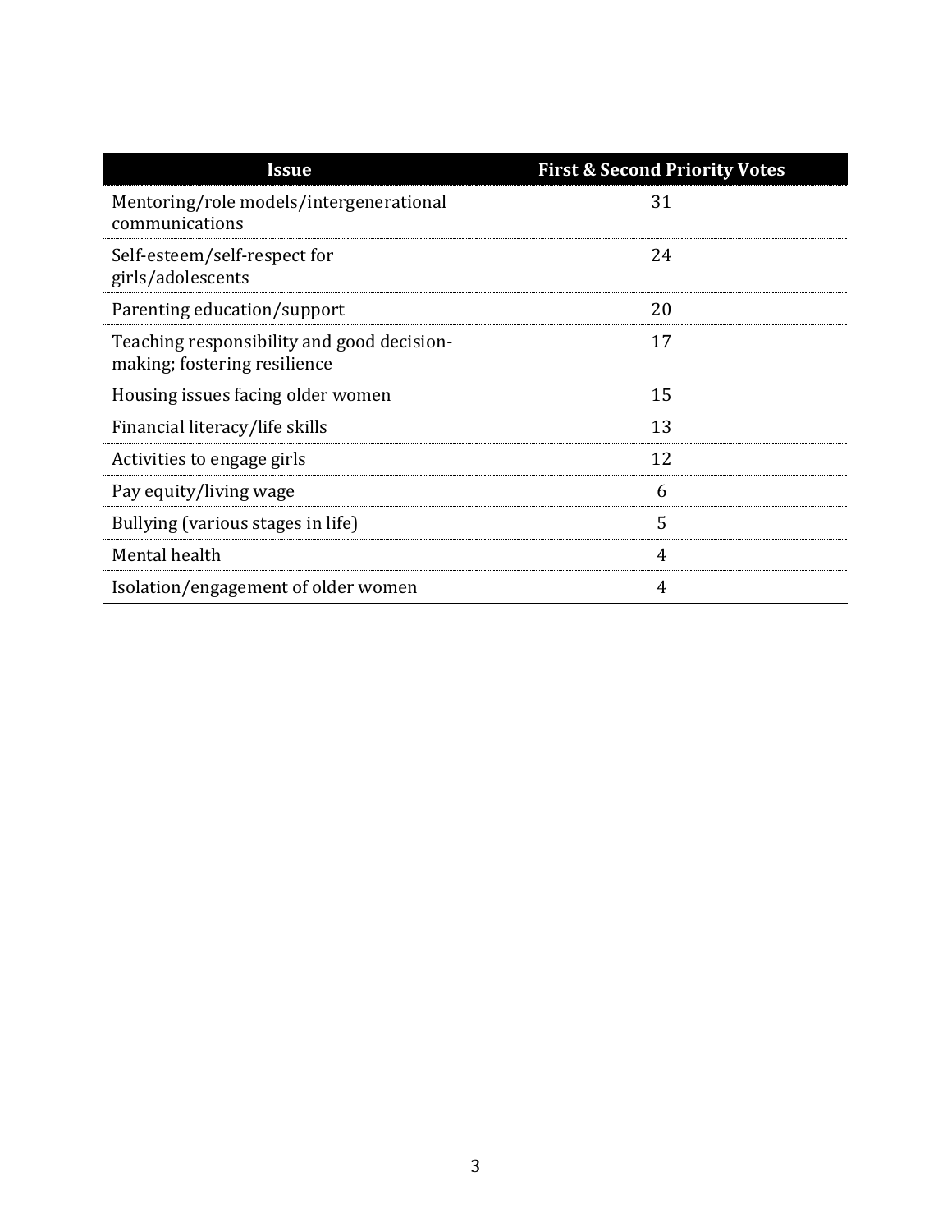| Issue | First & Second Priority Votes |
|---|---|
| Mentoring/role models/intergenerational communications | 31 |
| Self-esteem/self-respect for girls/adolescents | 24 |
| Parenting education/support | 20 |
| Teaching responsibility and good decision-making; fostering resilience | 17 |
| Housing issues facing older women | 15 |
| Financial literacy/life skills | 13 |
| Activities to engage girls | 12 |
| Pay equity/living wage | 6 |
| Bullying (various stages in life) | 5 |
| Mental health | 4 |
| Isolation/engagement of older women | 4 |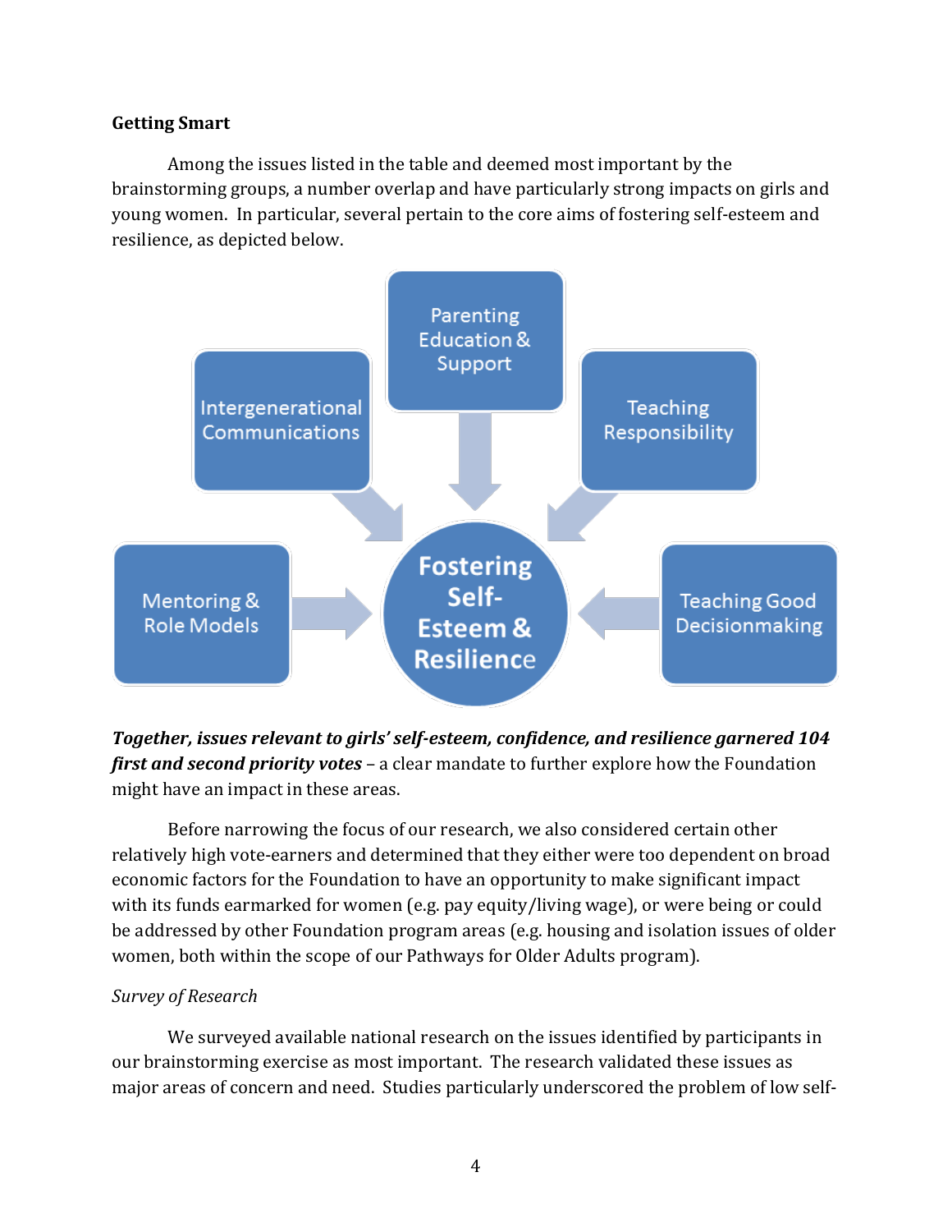**Getting Smart**

Among the issues listed in the table and deemed most important by the brainstorming groups, a number overlap and have particularly strong impacts on girls and young women. In particular, several pertain to the core aims of fostering self-esteem and resilience, as depicted below.

- Intergenerational Communications
- Parenting Education & Support
- Teaching Responsibility
- Mentoring & Role Models
- Teaching Good Decisionmaking

→ **Fostering Self-Esteem & Resilience**

***Together, issues relevant to girls' self-esteem, confidence, and resilience garnered 104 first and second priority votes*** – a clear mandate to further explore how the Foundation might have an impact in these areas.

Before narrowing the focus of our research, we also considered certain other relatively high vote-earners and determined that they either were too dependent on broad economic factors for the Foundation to have an opportunity to make significant impact with its funds earmarked for women (e.g. pay equity/living wage), or were being or could be addressed by other Foundation program areas (e.g. housing and isolation issues of older women, both within the scope of our Pathways for Older Adults program).

*Survey of Research*

We surveyed available national research on the issues identified by participants in our brainstorming exercise as most important. The research validated these issues as major areas of concern and need. Studies particularly underscored the problem of low self-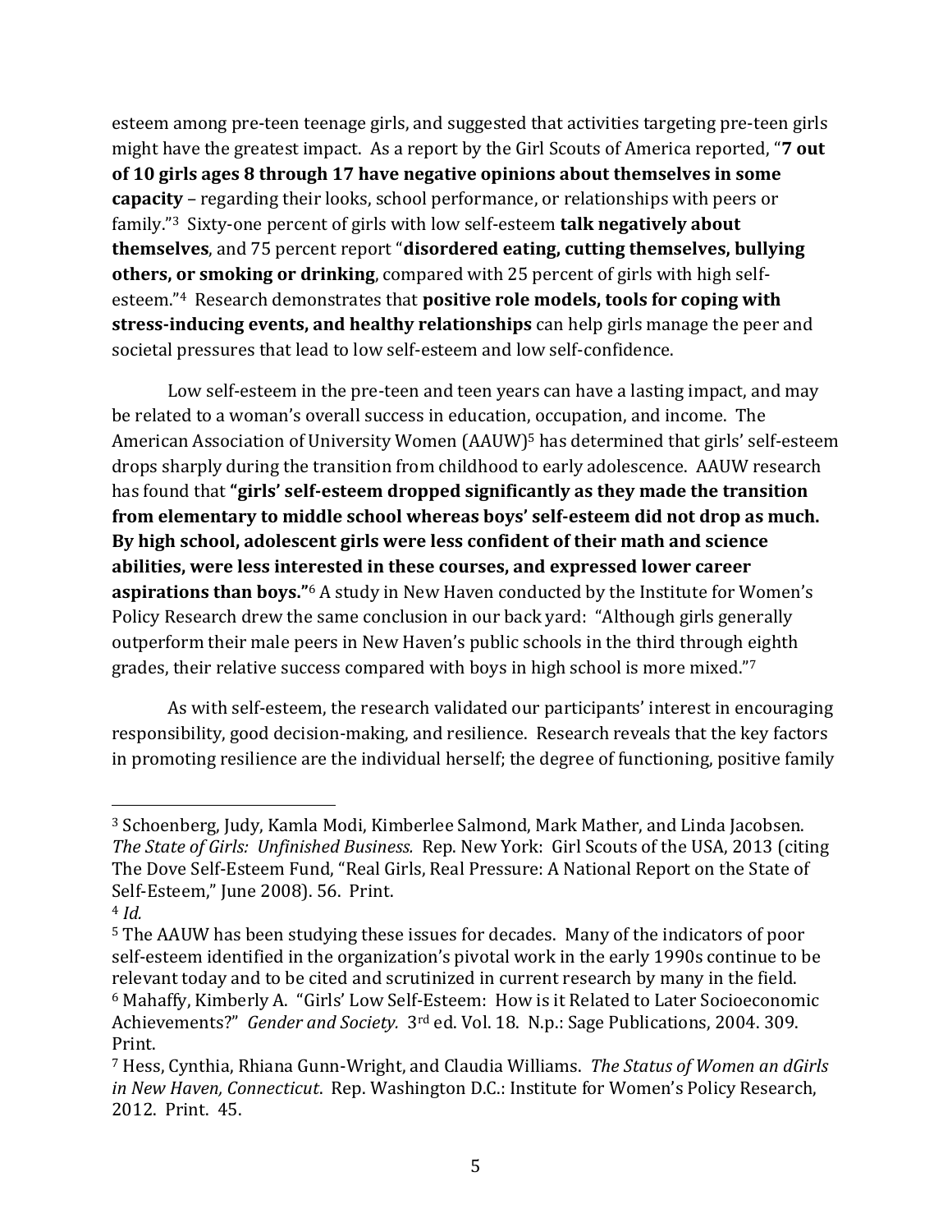esteem among pre-teen teenage girls, and suggested that activities targeting pre-teen girls might have the greatest impact. As a report by the Girl Scouts of America reported, "**7 out of 10 girls ages 8 through 17 have negative opinions about themselves in some capacity** – regarding their looks, school performance, or relationships with peers or family."[3] Sixty-one percent of girls with low self-esteem **talk negatively about themselves**, and 75 percent report "**disordered eating, cutting themselves, bullying others, or smoking or drinking**, compared with 25 percent of girls with high self-esteem."[4] Research demonstrates that **positive role models, tools for coping with stress-inducing events, and healthy relationships** can help girls manage the peer and societal pressures that lead to low self-esteem and low self-confidence.

Low self-esteem in the pre-teen and teen years can have a lasting impact, and may be related to a woman's overall success in education, occupation, and income. The American Association of University Women (AAUW)[5] has determined that girls' self-esteem drops sharply during the transition from childhood to early adolescence. AAUW research has found that **"girls' self-esteem dropped significantly as they made the transition from elementary to middle school whereas boys' self-esteem did not drop as much. By high school, adolescent girls were less confident of their math and science abilities, were less interested in these courses, and expressed lower career aspirations than boys."**[6] A study in New Haven conducted by the Institute for Women's Policy Research drew the same conclusion in our back yard: "Although girls generally outperform their male peers in New Haven's public schools in the third through eighth grades, their relative success compared with boys in high school is more mixed."[7]

As with self-esteem, the research validated our participants' interest in encouraging responsibility, good decision-making, and resilience. Research reveals that the key factors in promoting resilience are the individual herself; the degree of functioning, positive family

---

[3] Schoenberg, Judy, Kamla Modi, Kimberlee Salmond, Mark Mather, and Linda Jacobsen. *The State of Girls: Unfinished Business.* Rep. New York: Girl Scouts of the USA, 2013 (citing The Dove Self-Esteem Fund, "Real Girls, Real Pressure: A National Report on the State of Self-Esteem," June 2008). 56. Print.

[4] *Id.*

[5] The AAUW has been studying these issues for decades. Many of the indicators of poor self-esteem identified in the organization's pivotal work in the early 1990s continue to be relevant today and to be cited and scrutinized in current research by many in the field.

[6] Mahaffy, Kimberly A. "Girls' Low Self-Esteem: How is it Related to Later Socioeconomic Achievements?" *Gender and Society.* 3rd ed. Vol. 18. N.p.: Sage Publications, 2004. 309. Print.

[7] Hess, Cynthia, Rhiana Gunn-Wright, and Claudia Williams. *The Status of Women an dGirls in New Haven, Connecticut*. Rep. Washington D.C.: Institute for Women's Policy Research, 2012. Print. 45.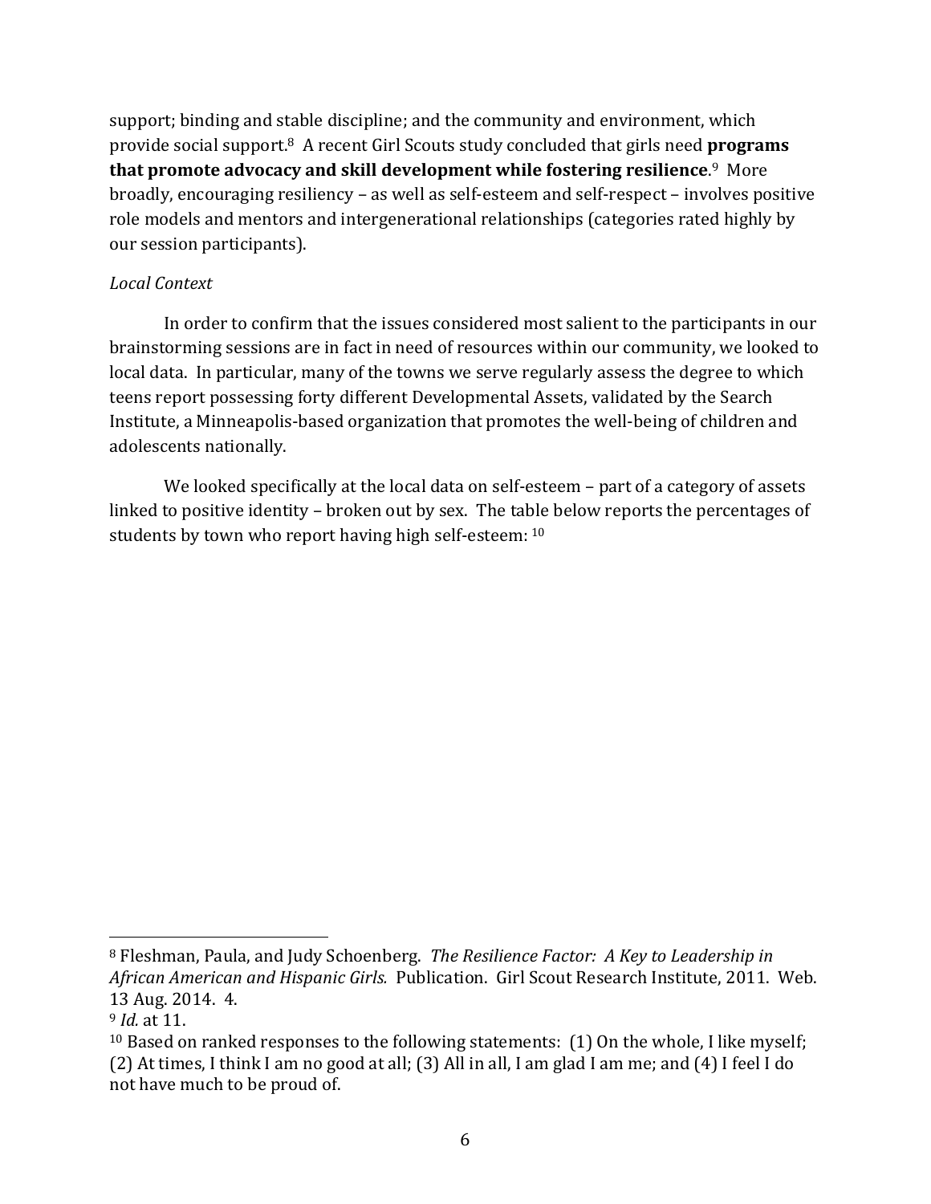support; binding and stable discipline; and the community and environment, which provide social support.[8] A recent Girl Scouts study concluded that girls need **programs that promote advocacy and skill development while fostering resilience**.[9] More broadly, encouraging resiliency – as well as self-esteem and self-respect – involves positive role models and mentors and intergenerational relationships (categories rated highly by our session participants).

*Local Context*

In order to confirm that the issues considered most salient to the participants in our brainstorming sessions are in fact in need of resources within our community, we looked to local data. In particular, many of the towns we serve regularly assess the degree to which teens report possessing forty different Developmental Assets, validated by the Search Institute, a Minneapolis-based organization that promotes the well-being of children and adolescents nationally.

We looked specifically at the local data on self-esteem – part of a category of assets linked to positive identity – broken out by sex. The table below reports the percentages of students by town who report having high self-esteem: [10]

---

[8] Fleshman, Paula, and Judy Schoenberg. *The Resilience Factor: A Key to Leadership in African American and Hispanic Girls.* Publication. Girl Scout Research Institute, 2011. Web. 13 Aug. 2014. 4.

[9] *Id.* at 11.

[10] Based on ranked responses to the following statements: (1) On the whole, I like myself; (2) At times, I think I am no good at all; (3) All in all, I am glad I am me; and (4) I feel I do not have much to be proud of.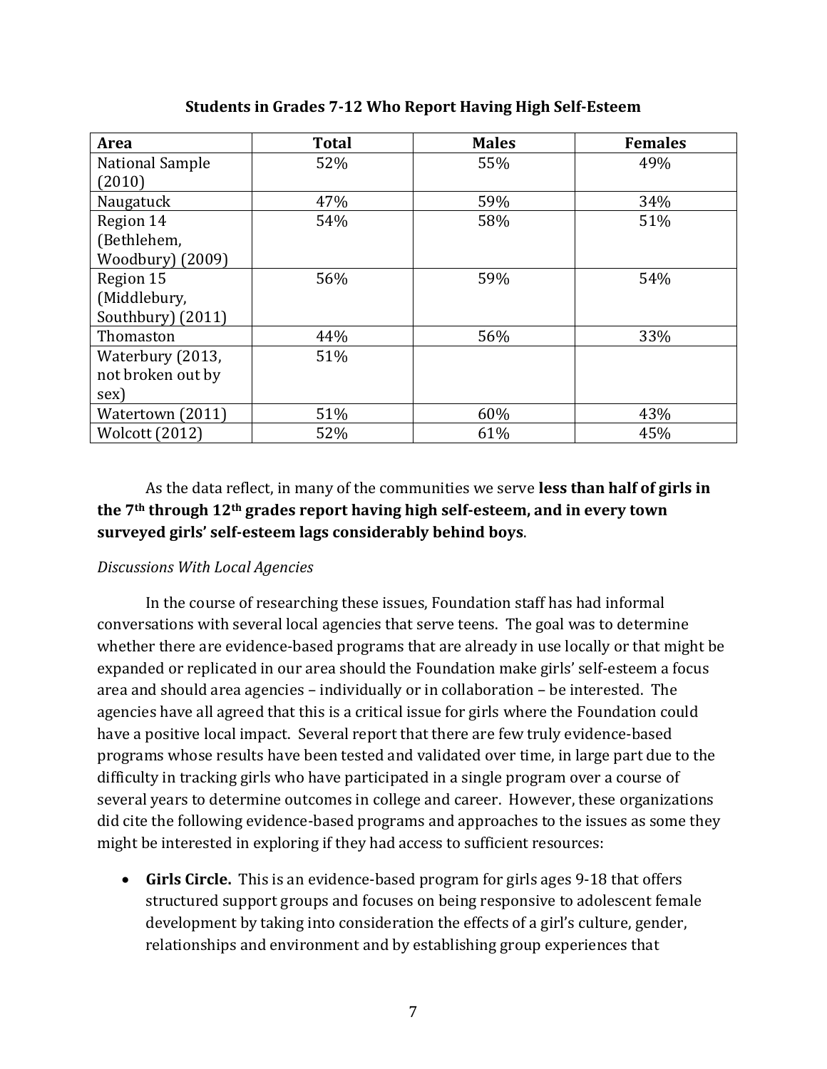**Students in Grades 7-12 Who Report Having High Self-Esteem**

| Area | Total | Males | Females |
|---|---|---|---|
| National Sample (2010) | 52% | 55% | 49% |
| Naugatuck | 47% | 59% | 34% |
| Region 14 (Bethlehem, Woodbury) (2009) | 54% | 58% | 51% |
| Region 15 (Middlebury, Southbury) (2011) | 56% | 59% | 54% |
| Thomaston | 44% | 56% | 33% |
| Waterbury (2013, not broken out by sex) | 51% | | |
| Watertown (2011) | 51% | 60% | 43% |
| Wolcott (2012) | 52% | 61% | 45% |

As the data reflect, in many of the communities we serve **less than half of girls in the 7th through 12th grades report having high self-esteem, and in every town surveyed girls' self-esteem lags considerably behind boys**.

*Discussions With Local Agencies*

In the course of researching these issues, Foundation staff has had informal conversations with several local agencies that serve teens. The goal was to determine whether there are evidence-based programs that are already in use locally or that might be expanded or replicated in our area should the Foundation make girls' self-esteem a focus area and should area agencies – individually or in collaboration – be interested. The agencies have all agreed that this is a critical issue for girls where the Foundation could have a positive local impact. Several report that there are few truly evidence-based programs whose results have been tested and validated over time, in large part due to the difficulty in tracking girls who have participated in a single program over a course of several years to determine outcomes in college and career. However, these organizations did cite the following evidence-based programs and approaches to the issues as some they might be interested in exploring if they had access to sufficient resources:

- **Girls Circle.** This is an evidence-based program for girls ages 9-18 that offers structured support groups and focuses on being responsive to adolescent female development by taking into consideration the effects of a girl's culture, gender, relationships and environment and by establishing group experiences that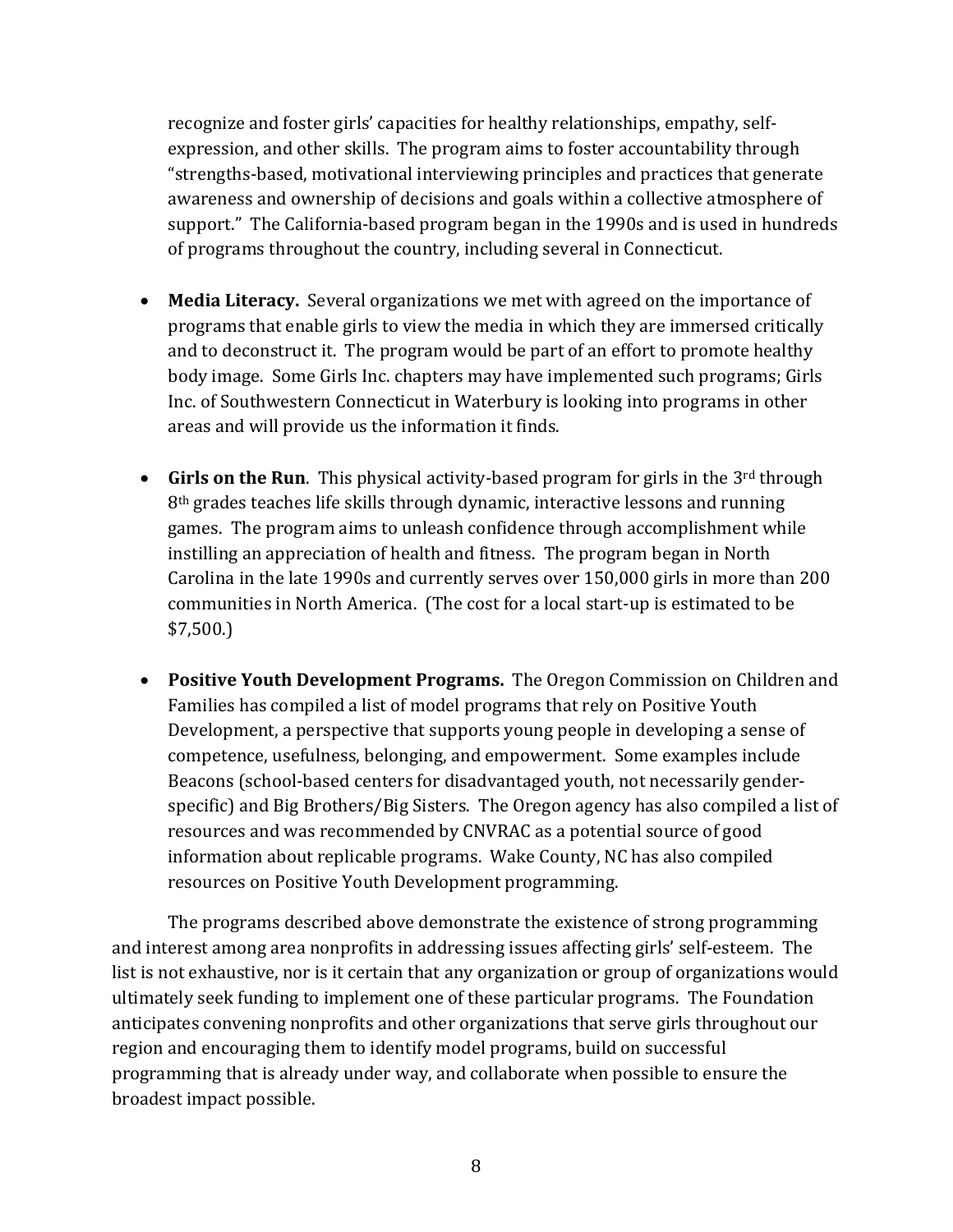recognize and foster girls' capacities for healthy relationships, empathy, self-expression, and other skills. The program aims to foster accountability through "strengths-based, motivational interviewing principles and practices that generate awareness and ownership of decisions and goals within a collective atmosphere of support." The California-based program began in the 1990s and is used in hundreds of programs throughout the country, including several in Connecticut.

- **Media Literacy.** Several organizations we met with agreed on the importance of programs that enable girls to view the media in which they are immersed critically and to deconstruct it. The program would be part of an effort to promote healthy body image. Some Girls Inc. chapters may have implemented such programs; Girls Inc. of Southwestern Connecticut in Waterbury is looking into programs in other areas and will provide us the information it finds.

- **Girls on the Run**. This physical activity-based program for girls in the 3rd through 8th grades teaches life skills through dynamic, interactive lessons and running games. The program aims to unleash confidence through accomplishment while instilling an appreciation of health and fitness. The program began in North Carolina in the late 1990s and currently serves over 150,000 girls in more than 200 communities in North America. (The cost for a local start-up is estimated to be $7,500.)

- **Positive Youth Development Programs.** The Oregon Commission on Children and Families has compiled a list of model programs that rely on Positive Youth Development, a perspective that supports young people in developing a sense of competence, usefulness, belonging, and empowerment. Some examples include Beacons (school-based centers for disadvantaged youth, not necessarily gender-specific) and Big Brothers/Big Sisters. The Oregon agency has also compiled a list of resources and was recommended by CNVRAC as a potential source of good information about replicable programs. Wake County, NC has also compiled resources on Positive Youth Development programming.

The programs described above demonstrate the existence of strong programming and interest among area nonprofits in addressing issues affecting girls' self-esteem. The list is not exhaustive, nor is it certain that any organization or group of organizations would ultimately seek funding to implement one of these particular programs. The Foundation anticipates convening nonprofits and other organizations that serve girls throughout our region and encouraging them to identify model programs, build on successful programming that is already under way, and collaborate when possible to ensure the broadest impact possible.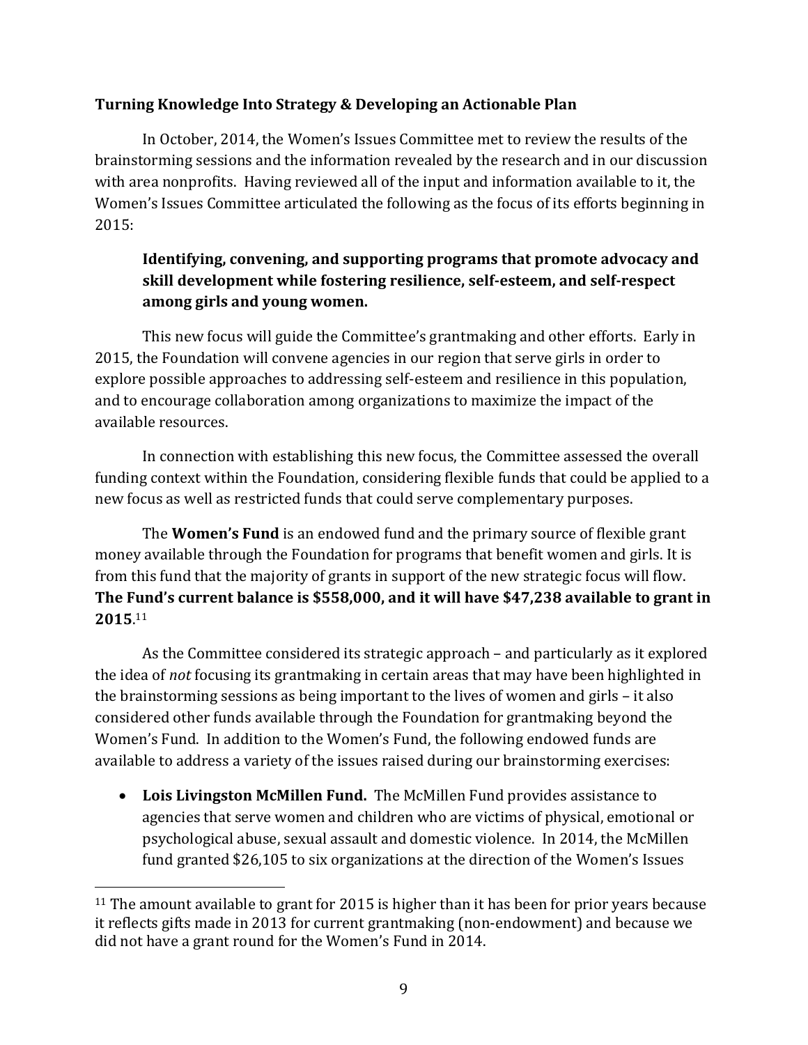**Turning Knowledge Into Strategy & Developing an Actionable Plan**

In October, 2014, the Women's Issues Committee met to review the results of the brainstorming sessions and the information revealed by the research and in our discussion with area nonprofits. Having reviewed all of the input and information available to it, the Women's Issues Committee articulated the following as the focus of its efforts beginning in 2015:

> **Identifying, convening, and supporting programs that promote advocacy and skill development while fostering resilience, self-esteem, and self-respect among girls and young women.**

This new focus will guide the Committee's grantmaking and other efforts. Early in 2015, the Foundation will convene agencies in our region that serve girls in order to explore possible approaches to addressing self-esteem and resilience in this population, and to encourage collaboration among organizations to maximize the impact of the available resources.

In connection with establishing this new focus, the Committee assessed the overall funding context within the Foundation, considering flexible funds that could be applied to a new focus as well as restricted funds that could serve complementary purposes.

The **Women's Fund** is an endowed fund and the primary source of flexible grant money available through the Foundation for programs that benefit women and girls. It is from this fund that the majority of grants in support of the new strategic focus will flow. **The Fund's current balance is $558,000, and it will have $47,238 available to grant in 2015**.[11]

As the Committee considered its strategic approach – and particularly as it explored the idea of *not* focusing its grantmaking in certain areas that may have been highlighted in the brainstorming sessions as being important to the lives of women and girls – it also considered other funds available through the Foundation for grantmaking beyond the Women's Fund. In addition to the Women's Fund, the following endowed funds are available to address a variety of the issues raised during our brainstorming exercises:

- **Lois Livingston McMillen Fund.** The McMillen Fund provides assistance to agencies that serve women and children who are victims of physical, emotional or psychological abuse, sexual assault and domestic violence. In 2014, the McMillen fund granted $26,105 to six organizations at the direction of the Women's Issues

---

[11] The amount available to grant for 2015 is higher than it has been for prior years because it reflects gifts made in 2013 for current grantmaking (non-endowment) and because we did not have a grant round for the Women's Fund in 2014.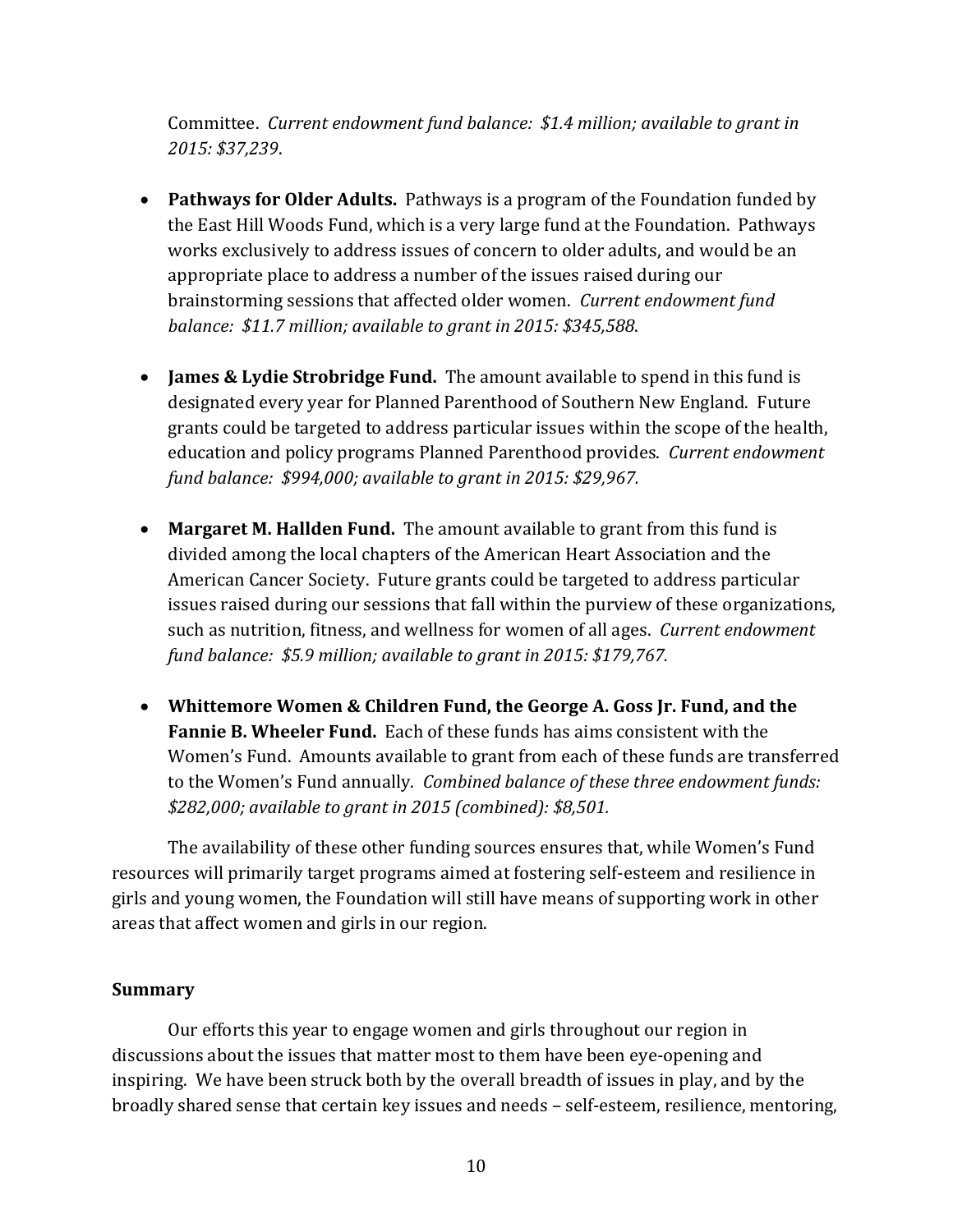Committee. *Current endowment fund balance: $1.4 million; available to grant in 2015: $37,239*.

- **Pathways for Older Adults.** Pathways is a program of the Foundation funded by the East Hill Woods Fund, which is a very large fund at the Foundation. Pathways works exclusively to address issues of concern to older adults, and would be an appropriate place to address a number of the issues raised during our brainstorming sessions that affected older women. *Current endowment fund balance: $11.7 million; available to grant in 2015: $345,588*.

- **James & Lydie Strobridge Fund.** The amount available to spend in this fund is designated every year for Planned Parenthood of Southern New England. Future grants could be targeted to address particular issues within the scope of the health, education and policy programs Planned Parenthood provides. *Current endowment fund balance: $994,000; available to grant in 2015: $29,967.*

- **Margaret M. Hallden Fund.** The amount available to grant from this fund is divided among the local chapters of the American Heart Association and the American Cancer Society. Future grants could be targeted to address particular issues raised during our sessions that fall within the purview of these organizations, such as nutrition, fitness, and wellness for women of all ages. *Current endowment fund balance: $5.9 million; available to grant in 2015: $179,767.*

- **Whittemore Women & Children Fund, the George A. Goss Jr. Fund, and the Fannie B. Wheeler Fund.** Each of these funds has aims consistent with the Women's Fund. Amounts available to grant from each of these funds are transferred to the Women's Fund annually. *Combined balance of these three endowment funds: $282,000; available to grant in 2015 (combined): $8,501.*

The availability of these other funding sources ensures that, while Women's Fund resources will primarily target programs aimed at fostering self-esteem and resilience in girls and young women, the Foundation will still have means of supporting work in other areas that affect women and girls in our region.

**Summary**

Our efforts this year to engage women and girls throughout our region in discussions about the issues that matter most to them have been eye-opening and inspiring. We have been struck both by the overall breadth of issues in play, and by the broadly shared sense that certain key issues and needs – self-esteem, resilience, mentoring,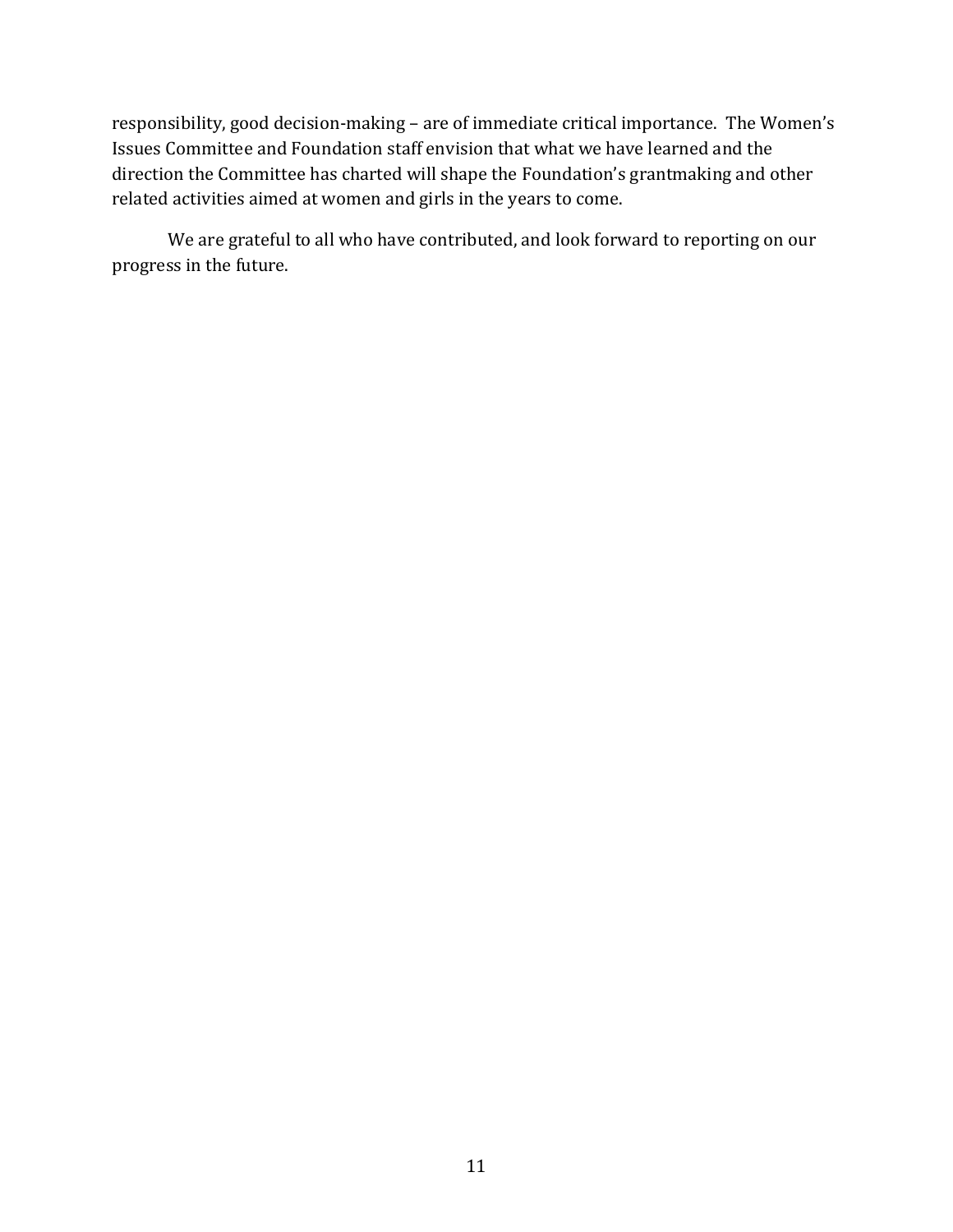responsibility, good decision-making – are of immediate critical importance. The Women's Issues Committee and Foundation staff envision that what we have learned and the direction the Committee has charted will shape the Foundation's grantmaking and other related activities aimed at women and girls in the years to come.

We are grateful to all who have contributed, and look forward to reporting on our progress in the future.